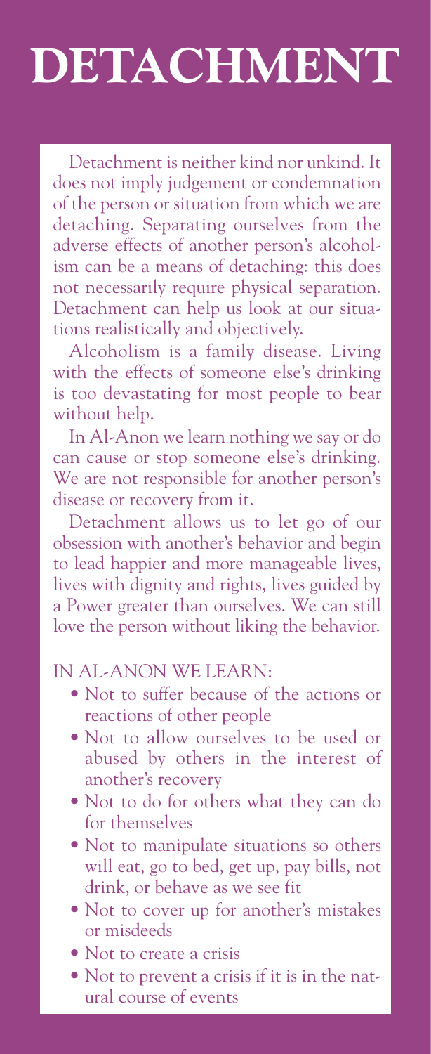# DETACHMENT

Detachment is neither kind nor unkind. It does not imply judgement or condemnation of the person or situation from which we are detaching. Separating ourselves from the adverse effects of another person's alcoholism can be a means of detaching: this does not necessarily require physical separation. Detachment can help us look at our situations realistically and objectively.

Alcoholism is a family disease. Living with the effects of someone else's drinking is too devastating for most people to bear without help.

In Al-Anon we learn nothing we say or do can cause or stop someone else's drinking. We are not responsible for another person's disease or recovery from it.

Detachment allows us to let go of our obsession with another's behavior and begin to lead happier and more manageable lives, lives with dignity and rights, lives guided by a Power greater than ourselves. We can still love the person without liking the behavior.

IN AL-ANON WE LEARN:

- Not to suffer because of the actions or reactions of other people
- Not to allow ourselves to be used or abused by others in the interest of another's recovery
- Not to do for others what they can do for themselves
- Not to manipulate situations so others will eat, go to bed, get up, pay bills, not drink, or behave as we see fit
- Not to cover up for another's mistakes or misdeeds
- Not to create a crisis
- Not to prevent a crisis if it is in the natural course of events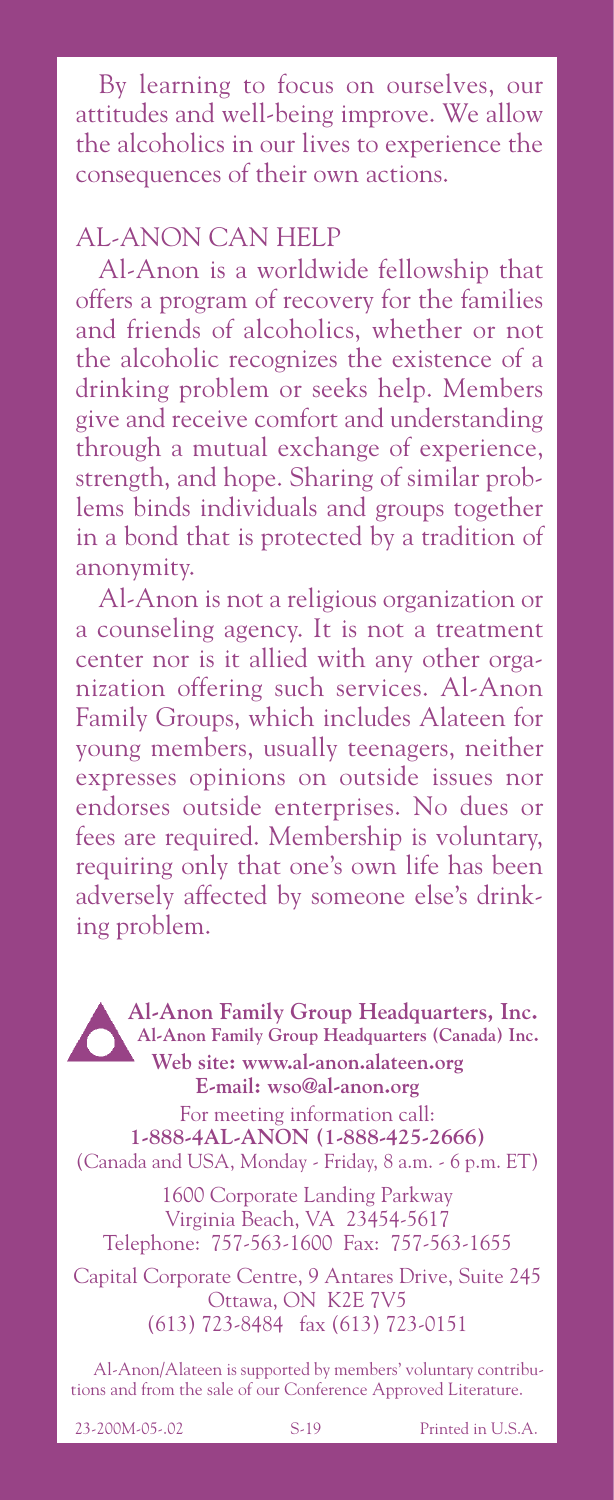By learning to focus on ourselves, our attitudes and well-being improve. We allow the alcoholics in our lives to experience the consequences of their own actions.

## AL-ANON CAN HELP

Al-Anon is a worldwide fellowship that offers a program of recovery for the families and friends of alcoholics, whether or not the alcoholic recognizes the existence of a drinking problem or seeks help. Members give and receive comfort and understanding through a mutual exchange of experience, strength, and hope. Sharing of similar problems binds individuals and groups together in a bond that is protected by a tradition of anonymity.

Al-Anon is not a religious organization or a counseling agency. It is not a treatment center nor is it allied with any other organization offering such services. Al-Anon Family Groups, which includes Alateen for young members, usually teenagers, neither expresses opinions on outside issues nor endorses outside enterprises. No dues or fees are required. Membership is voluntary, requiring only that one's own life has been adversely affected by someone else's drinking problem.

**Al-Anon Family Group Headquarters, Inc.**
**Al-Anon Family Group Headquarters (Canada) Inc.**
**Web site: www.al-anon.alateen.org**
**E-mail: wso@al-anon.org**

For meeting information call:
**1-888-4AL-ANON (1-888-425-2666)**
(Canada and USA, Monday - Friday, 8 a.m. - 6 p.m. ET)

1600 Corporate Landing Parkway
Virginia Beach, VA 23454-5617
Telephone: 757-563-1600 Fax: 757-563-1655

Capital Corporate Centre, 9 Antares Drive, Suite 245
Ottawa, ON K2E 7V5
(613) 723-8484 fax (613) 723-0151

Al-Anon/Alateen is supported by members' voluntary contributions and from the sale of our Conference Approved Literature.

23-200M-05-.02 S-19 Printed in U.S.A.